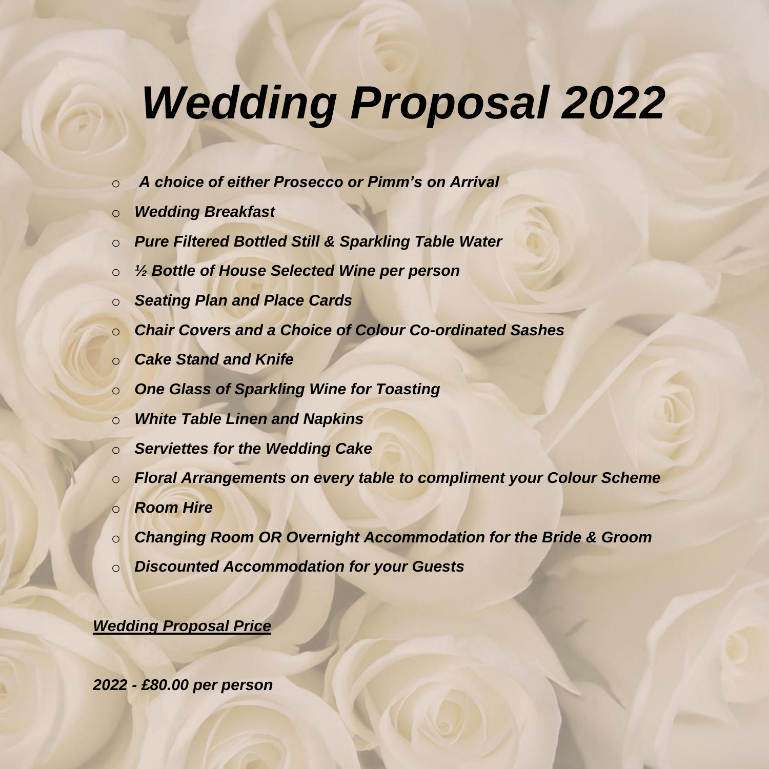# *Wedding Proposal 2022*

- ***A choice of either Prosecco or Pimm's on Arrival***
- ***Wedding Breakfast***
- ***Pure Filtered Bottled Still & Sparkling Table Water***
- ***½ Bottle of House Selected Wine per person***
- ***Seating Plan and Place Cards***
- ***Chair Covers and a Choice of Colour Co-ordinated Sashes***
- ***Cake Stand and Knife***
- ***One Glass of Sparkling Wine for Toasting***
- ***White Table Linen and Napkins***
- ***Serviettes for the Wedding Cake***
- ***Floral Arrangements on every table to compliment your Colour Scheme***
- ***Room Hire***
- ***Changing Room OR Overnight Accommodation for the Bride & Groom***
- ***Discounted Accommodation for your Guests***

***Wedding Proposal Price***

***2022 - £80.00 per person***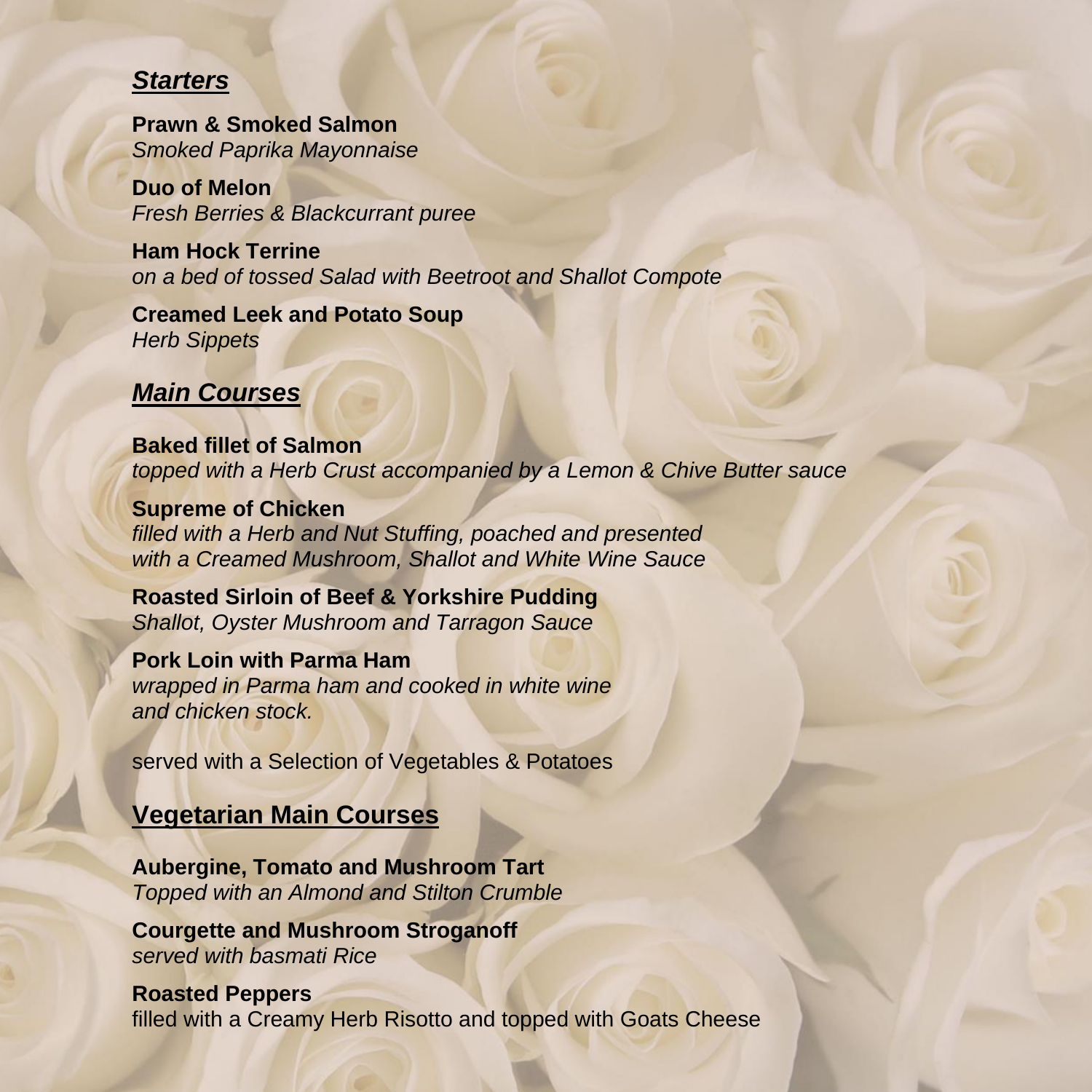## ***Starters***

**Prawn & Smoked Salmon**
*Smoked Paprika Mayonnaise*

**Duo of Melon**
*Fresh Berries & Blackcurrant puree*

**Ham Hock Terrine**
*on a bed of tossed Salad with Beetroot and Shallot Compote*

**Creamed Leek and Potato Soup**
*Herb Sippets*

## ***Main Courses***

**Baked fillet of Salmon**
*topped with a Herb Crust accompanied by a Lemon & Chive Butter sauce*

**Supreme of Chicken**
*filled with a Herb and Nut Stuffing, poached and presented*
*with a Creamed Mushroom, Shallot and White Wine Sauce*

**Roasted Sirloin of Beef & Yorkshire Pudding**
*Shallot, Oyster Mushroom and Tarragon Sauce*

**Pork Loin with Parma Ham**
*wrapped in Parma ham and cooked in white wine*
*and chicken stock.*

served with a Selection of Vegetables & Potatoes

## **Vegetarian Main Courses**

**Aubergine, Tomato and Mushroom Tart**
*Topped with an Almond and Stilton Crumble*

**Courgette and Mushroom Stroganoff**
*served with basmati Rice*

**Roasted Peppers**
filled with a Creamy Herb Risotto and topped with Goats Cheese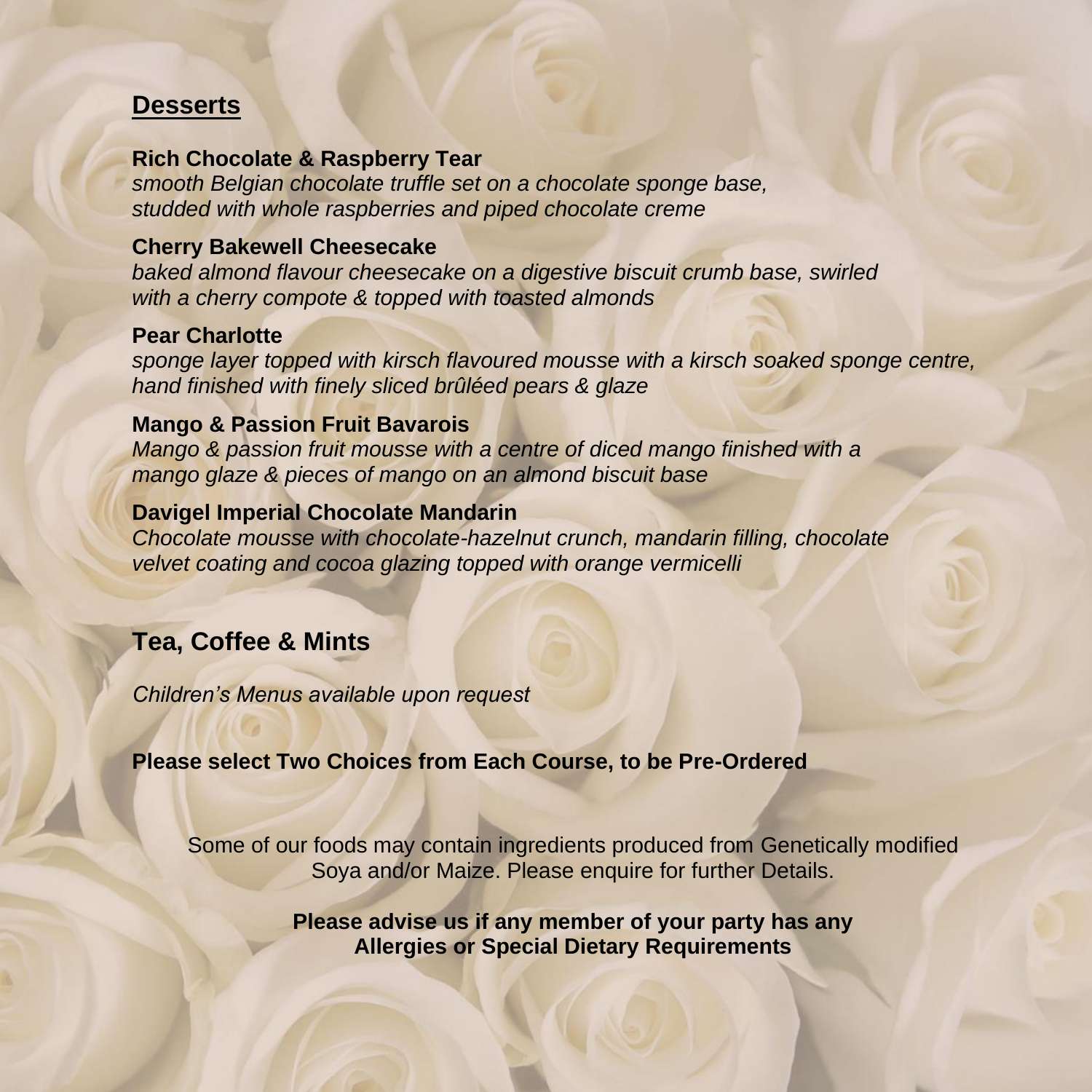## Desserts

**Rich Chocolate & Raspberry Tear**
*smooth Belgian chocolate truffle set on a chocolate sponge base, studded with whole raspberries and piped chocolate creme*

**Cherry Bakewell Cheesecake**
*baked almond flavour cheesecake on a digestive biscuit crumb base, swirled with a cherry compote & topped with toasted almonds*

**Pear Charlotte**
*sponge layer topped with kirsch flavoured mousse with a kirsch soaked sponge centre, hand finished with finely sliced brûléed pears & glaze*

**Mango & Passion Fruit Bavarois**
*Mango & passion fruit mousse with a centre of diced mango finished with a mango glaze & pieces of mango on an almond biscuit base*

**Davigel Imperial Chocolate Mandarin**
*Chocolate mousse with chocolate-hazelnut crunch, mandarin filling, chocolate velvet coating and cocoa glazing topped with orange vermicelli*

## Tea, Coffee & Mints

*Children's Menus available upon request*

**Please select Two Choices from Each Course, to be Pre-Ordered**

Some of our foods may contain ingredients produced from Genetically modified Soya and/or Maize. Please enquire for further Details.

**Please advise us if any member of your party has any Allergies or Special Dietary Requirements**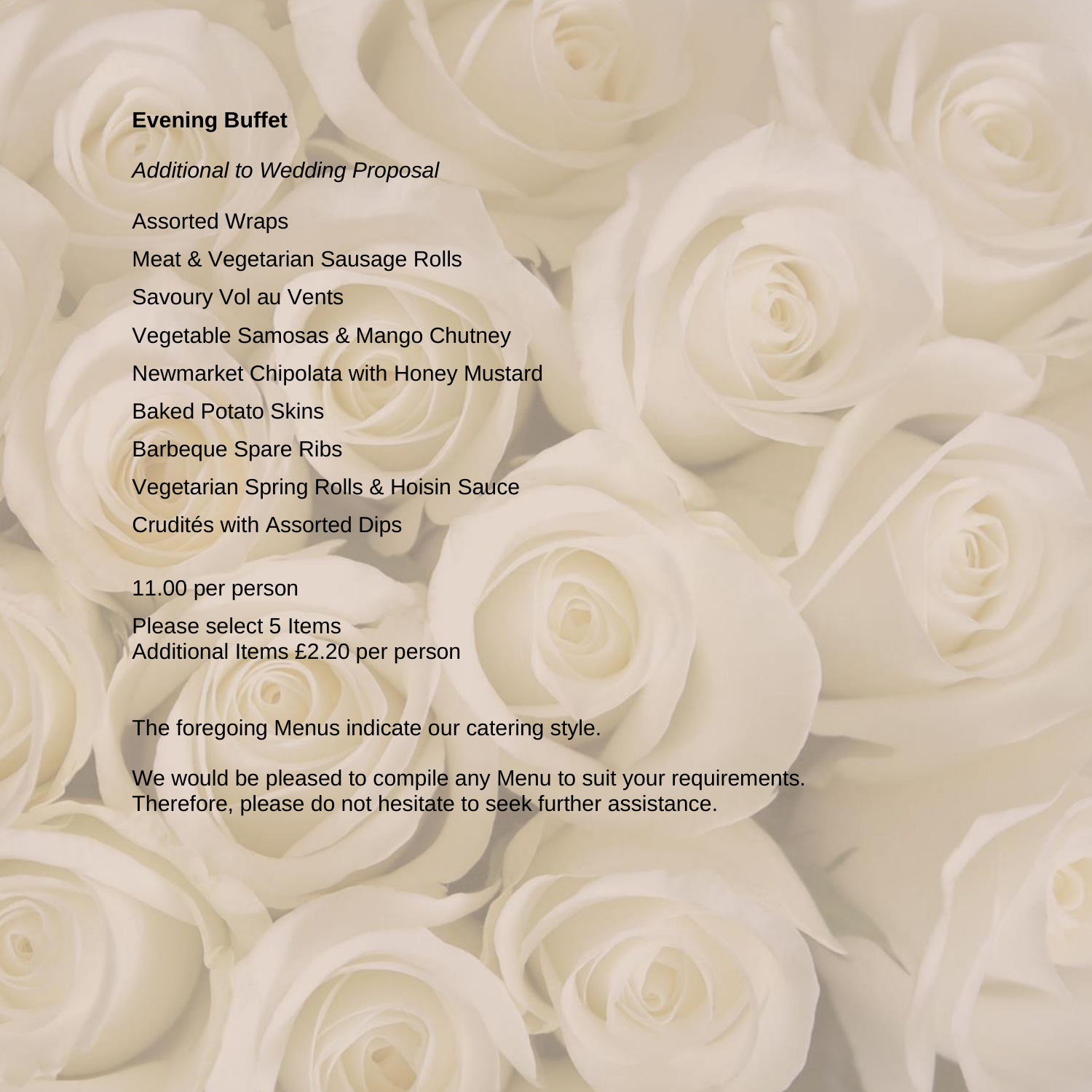## Evening Buffet

*Additional to Wedding Proposal*

Assorted Wraps

Meat & Vegetarian Sausage Rolls

Savoury Vol au Vents

Vegetable Samosas & Mango Chutney

Newmarket Chipolata with Honey Mustard

Baked Potato Skins

Barbeque Spare Ribs

Vegetarian Spring Rolls & Hoisin Sauce

Crudités with Assorted Dips

11.00 per person

Please select 5 Items
Additional Items £2.20 per person

The foregoing Menus indicate our catering style.

We would be pleased to compile any Menu to suit your requirements.
Therefore, please do not hesitate to seek further assistance.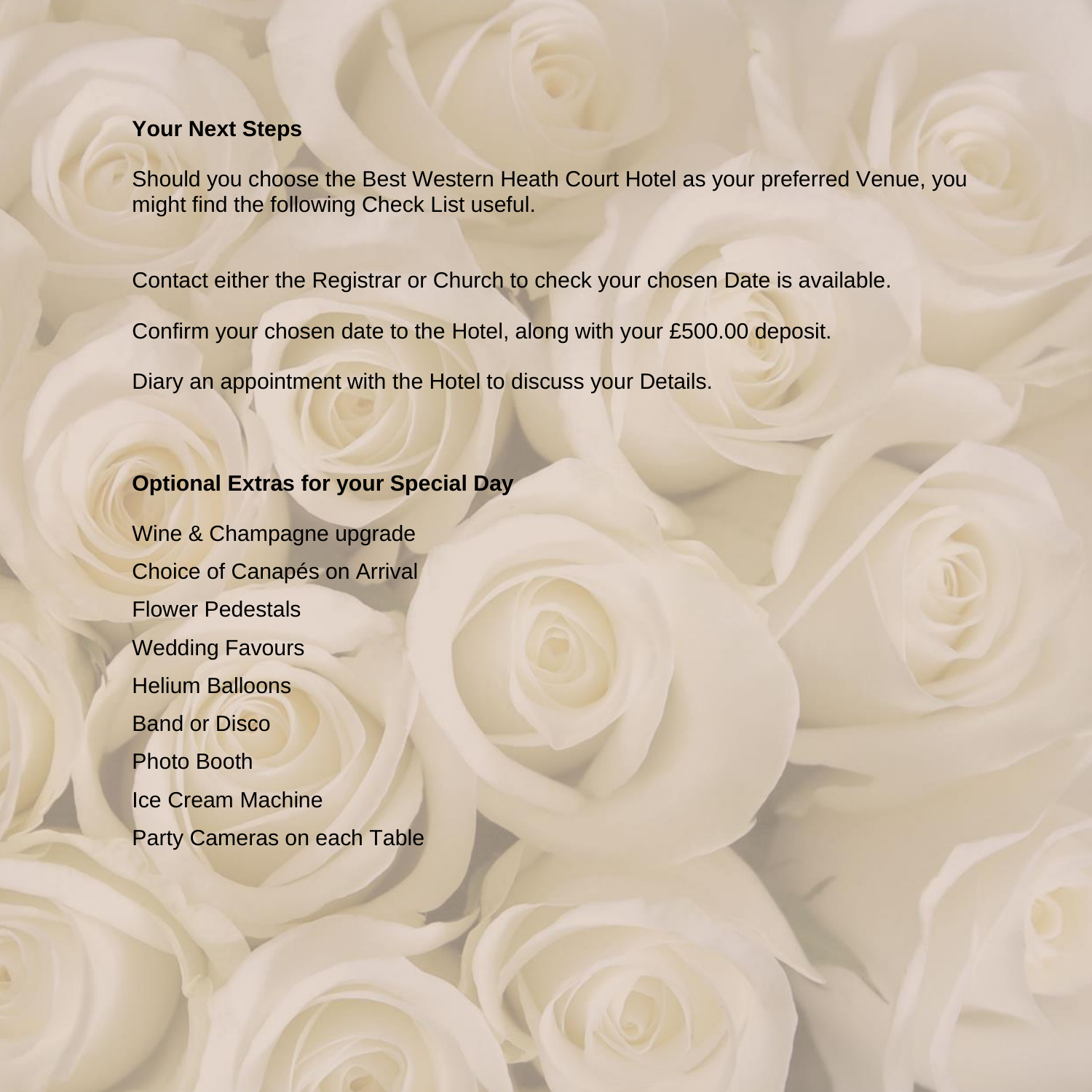**Your Next Steps**

Should you choose the Best Western Heath Court Hotel as your preferred Venue, you might find the following Check List useful.

Contact either the Registrar or Church to check your chosen Date is available.

Confirm your chosen date to the Hotel, along with your £500.00 deposit.

Diary an appointment with the Hotel to discuss your Details.

**Optional Extras for your Special Day**

Wine & Champagne upgrade

Choice of Canapés on Arrival

Flower Pedestals

Wedding Favours

Helium Balloons

Band or Disco

Photo Booth

Ice Cream Machine

Party Cameras on each Table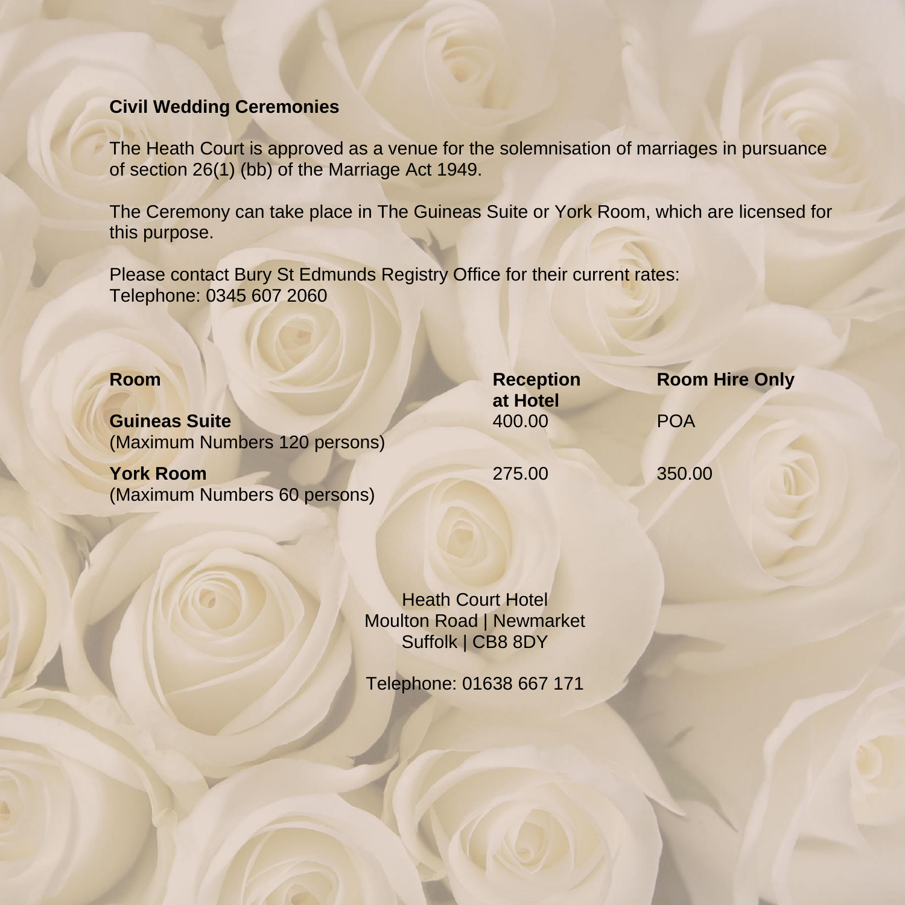## Civil Wedding Ceremonies

The Heath Court is approved as a venue for the solemnisation of marriages in pursuance of section 26(1) (bb) of the Marriage Act 1949.

The Ceremony can take place in The Guineas Suite or York Room, which are licensed for this purpose.

Please contact Bury St Edmunds Registry Office for their current rates:
Telephone: 0345 607 2060

| Room | Reception at Hotel | Room Hire Only |
|---|---|---|
| **Guineas Suite**<br>(Maximum Numbers 120 persons) | 400.00 | POA |
| **York Room**<br>(Maximum Numbers 60 persons) | 275.00 | 350.00 |

Heath Court Hotel
Moulton Road | Newmarket
Suffolk | CB8 8DY

Telephone: 01638 667 171